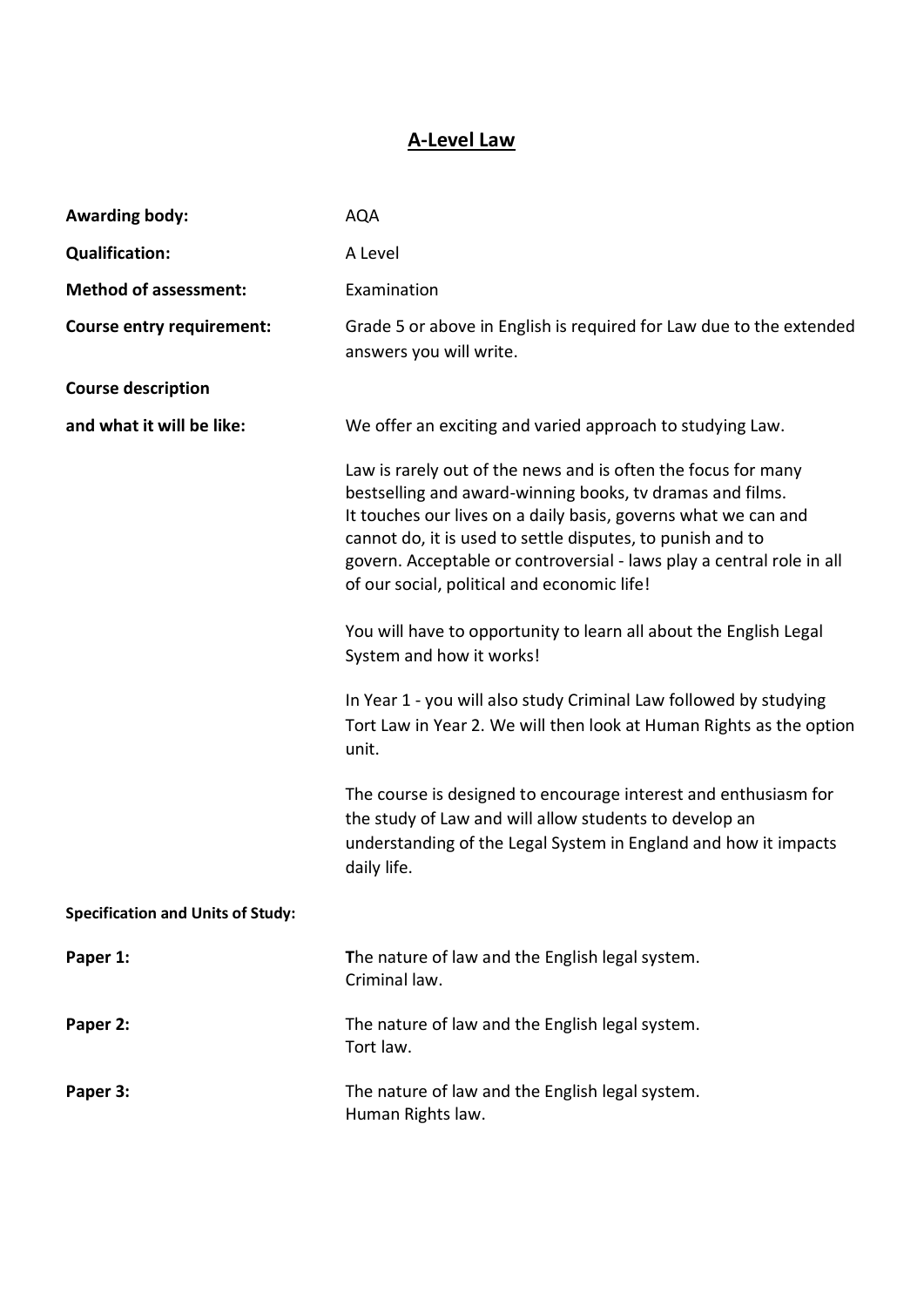# A-Level Law

**Awarding body:** AQA

**Qualification:** A Level

**Method of assessment:** Examination

**Course entry requirement:** Grade 5 or above in English is required for Law due to the extended answers you will write.

**Course description and what it will be like:**

We offer an exciting and varied approach to studying Law.

Law is rarely out of the news and is often the focus for many bestselling and award-winning books, tv dramas and films. It touches our lives on a daily basis, governs what we can and cannot do, it is used to settle disputes, to punish and to govern. Acceptable or controversial - laws play a central role in all of our social, political and economic life!

You will have to opportunity to learn all about the English Legal System and how it works!

In Year 1 - you will also study Criminal Law followed by studying Tort Law in Year 2. We will then look at Human Rights as the option unit.

The course is designed to encourage interest and enthusiasm for the study of Law and will allow students to develop an understanding of the Legal System in England and how it impacts daily life.

**Specification and Units of Study:**

**Paper 1:** The nature of law and the English legal system.
Criminal law.

**Paper 2:** The nature of law and the English legal system.
Tort law.

**Paper 3:** The nature of law and the English legal system.
Human Rights law.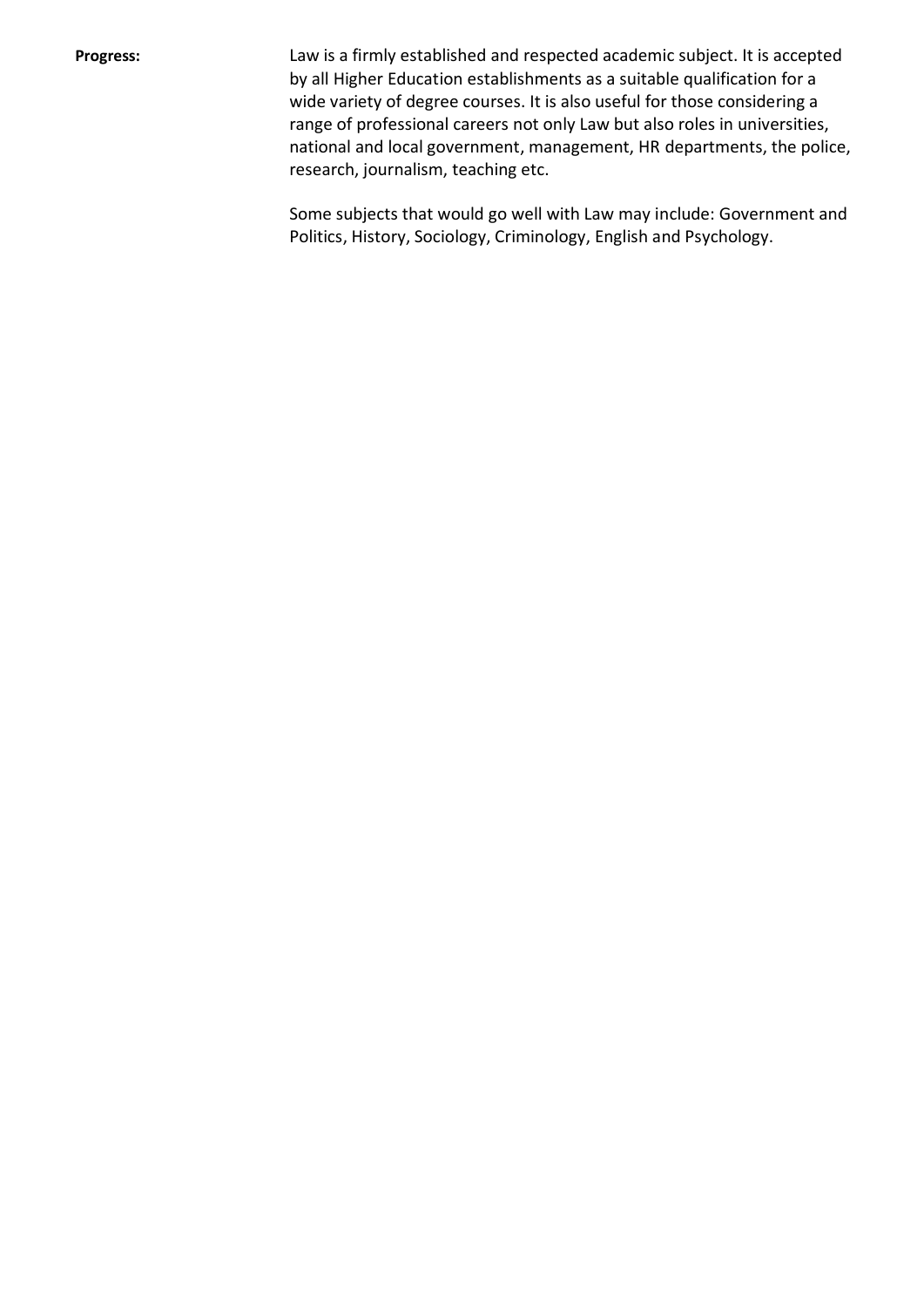**Progress:**

Law is a firmly established and respected academic subject. It is accepted by all Higher Education establishments as a suitable qualification for a wide variety of degree courses. It is also useful for those considering a range of professional careers not only Law but also roles in universities, national and local government, management, HR departments, the police, research, journalism, teaching etc.

Some subjects that would go well with Law may include: Government and Politics, History, Sociology, Criminology, English and Psychology.